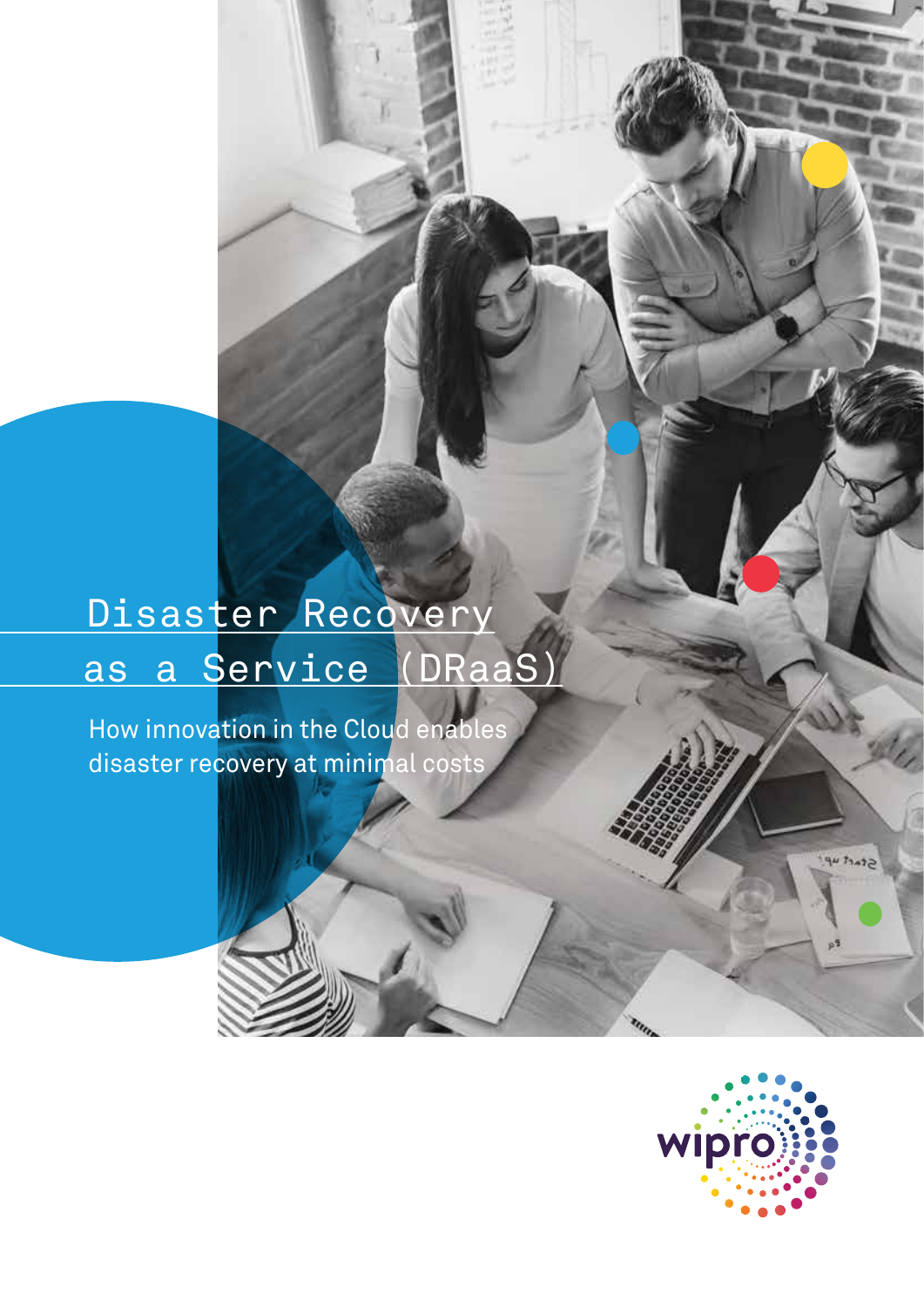# Disaster Recovery as a Service (DRaaS)

How innovation in the Cloud enables disaster recovery at minimal costs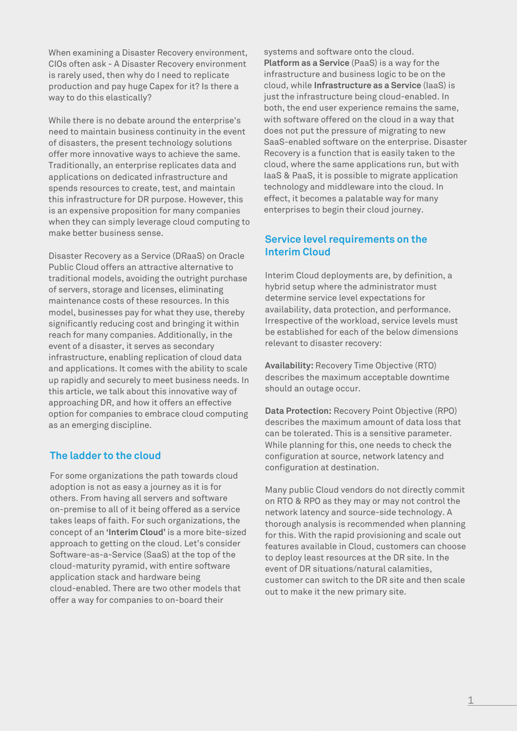When examining a Disaster Recovery environment, CIOs often ask - A Disaster Recovery environment is rarely used, then why do I need to replicate production and pay huge Capex for it? Is there a way to do this elastically?

While there is no debate around the enterprise's need to maintain business continuity in the event of disasters, the present technology solutions offer more innovative ways to achieve the same. Traditionally, an enterprise replicates data and applications on dedicated infrastructure and spends resources to create, test, and maintain this infrastructure for DR purpose. However, this is an expensive proposition for many companies when they can simply leverage cloud computing to make better business sense.

Disaster Recovery as a Service (DRaaS) on Oracle Public Cloud offers an attractive alternative to traditional models, avoiding the outright purchase of servers, storage and licenses, eliminating maintenance costs of these resources. In this model, businesses pay for what they use, thereby significantly reducing cost and bringing it within reach for many companies. Additionally, in the event of a disaster, it serves as secondary infrastructure, enabling replication of cloud data and applications. It comes with the ability to scale up rapidly and securely to meet business needs. In this article, we talk about this innovative way of approaching DR, and how it offers an effective option for companies to embrace cloud computing as an emerging discipline.

## The ladder to the cloud

For some organizations the path towards cloud adoption is not as easy a journey as it is for others. From having all servers and software on-premise to all of it being offered as a service takes leaps of faith. For such organizations, the concept of an **'Interim Cloud'** is a more bite-sized approach to getting on the cloud. Let's consider Software-as-a-Service (SaaS) at the top of the cloud-maturity pyramid, with entire software application stack and hardware being cloud-enabled. There are two other models that offer a way for companies to on-board their systems and software onto the cloud. **Platform as a Service** (PaaS) is a way for the infrastructure and business logic to be on the cloud, while **Infrastructure as a Service** (IaaS) is just the infrastructure being cloud-enabled. In both, the end user experience remains the same, with software offered on the cloud in a way that does not put the pressure of migrating to new SaaS-enabled software on the enterprise. Disaster Recovery is a function that is easily taken to the cloud, where the same applications run, but with IaaS & PaaS, it is possible to migrate application technology and middleware into the cloud. In effect, it becomes a palatable way for many enterprises to begin their cloud journey.

## Service level requirements on the Interim Cloud

Interim Cloud deployments are, by definition, a hybrid setup where the administrator must determine service level expectations for availability, data protection, and performance. Irrespective of the workload, service levels must be established for each of the below dimensions relevant to disaster recovery:

**Availability:** Recovery Time Objective (RTO) describes the maximum acceptable downtime should an outage occur.

**Data Protection:** Recovery Point Objective (RPO) describes the maximum amount of data loss that can be tolerated. This is a sensitive parameter. While planning for this, one needs to check the configuration at source, network latency and configuration at destination.

Many public Cloud vendors do not directly commit on RTO & RPO as they may or may not control the network latency and source-side technology. A thorough analysis is recommended when planning for this. With the rapid provisioning and scale out features available in Cloud, customers can choose to deploy least resources at the DR site. In the event of DR situations/natural calamities, customer can switch to the DR site and then scale out to make it the new primary site.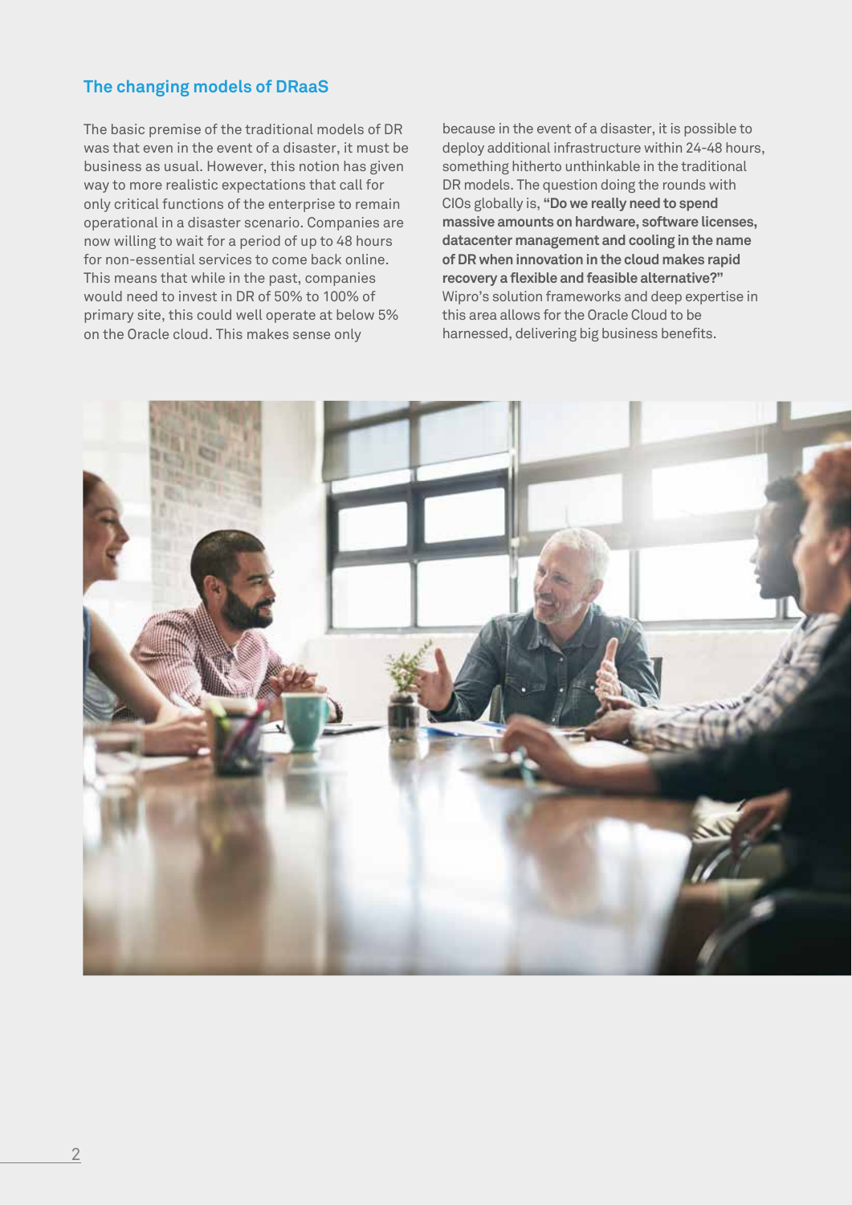## The changing models of DRaaS

The basic premise of the traditional models of DR was that even in the event of a disaster, it must be business as usual. However, this notion has given way to more realistic expectations that call for only critical functions of the enterprise to remain operational in a disaster scenario. Companies are now willing to wait for a period of up to 48 hours for non-essential services to come back online. This means that while in the past, companies would need to invest in DR of 50% to 100% of primary site, this could well operate at below 5% on the Oracle cloud. This makes sense only because in the event of a disaster, it is possible to deploy additional infrastructure within 24-48 hours, something hitherto unthinkable in the traditional DR models. The question doing the rounds with CIOs globally is, **"Do we really need to spend massive amounts on hardware, software licenses, datacenter management and cooling in the name of DR when innovation in the cloud makes rapid recovery a flexible and feasible alternative?"** Wipro's solution frameworks and deep expertise in this area allows for the Oracle Cloud to be harnessed, delivering big business benefits.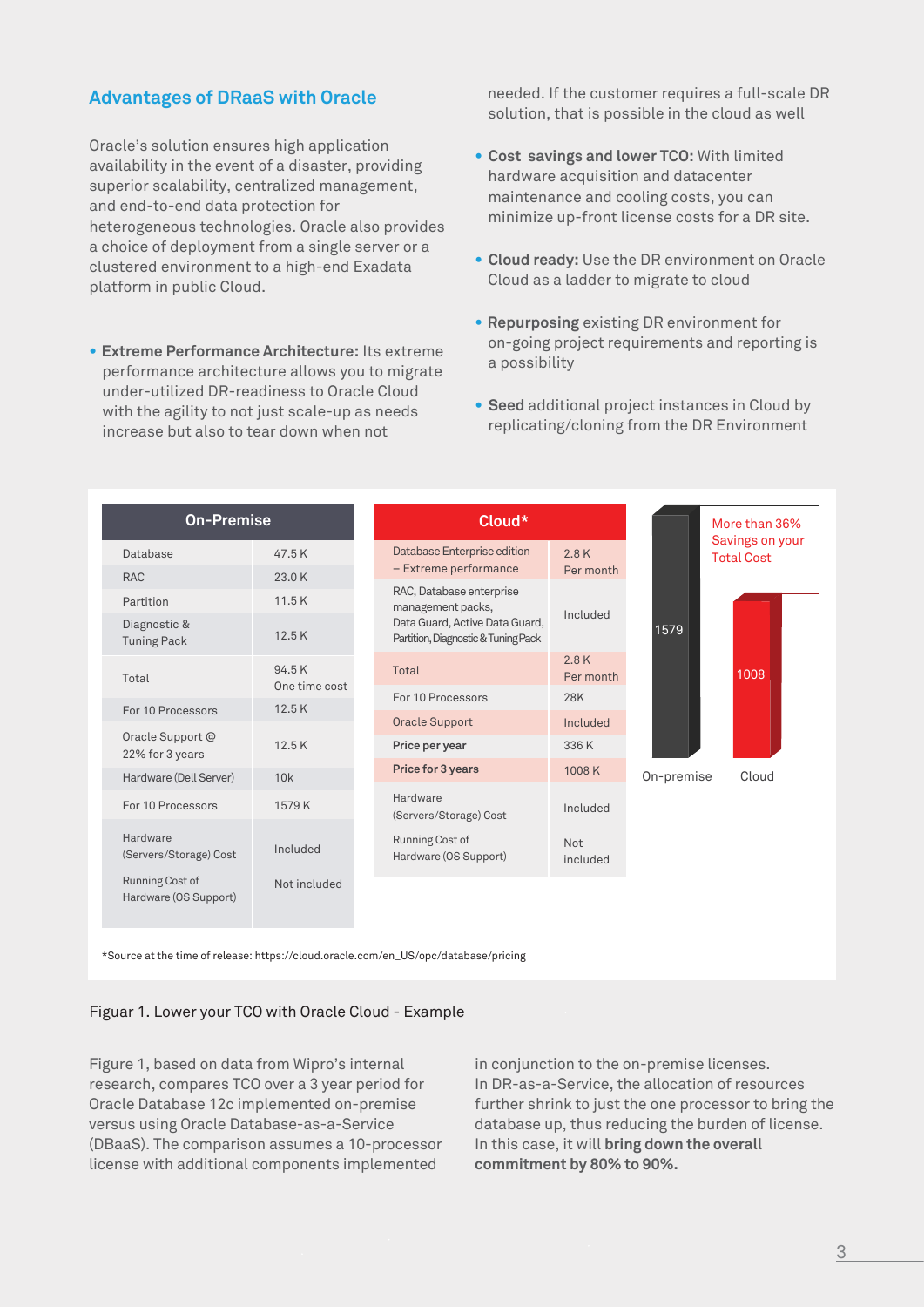## Advantages of DRaaS with Oracle

Oracle's solution ensures high application availability in the event of a disaster, providing superior scalability, centralized management, and end-to-end data protection for heterogeneous technologies. Oracle also provides a choice of deployment from a single server or a clustered environment to a high-end Exadata platform in public Cloud.

- **Extreme Performance Architecture:** Its extreme performance architecture allows you to migrate under-utilized DR-readiness to Oracle Cloud with the agility to not just scale-up as needs increase but also to tear down when not needed. If the customer requires a full-scale DR solution, that is possible in the cloud as well
- **Cost savings and lower TCO:** With limited hardware acquisition and datacenter maintenance and cooling costs, you can minimize up-front license costs for a DR site.
- **Cloud ready:** Use the DR environment on Oracle Cloud as a ladder to migrate to cloud
- **Repurposing** existing DR environment for on-going project requirements and reporting is a possibility
- **Seed** additional project instances in Cloud by replicating/cloning from the DR Environment

| On-Premise | |
|---|---|
| Database | 47.5 K |
| RAC | 23.0 K |
| Partition | 11.5 K |
| Diagnostic & Tuning Pack | 12.5 K |
| Total | 94.5 K One time cost |
| For 10 Processors | 12.5 K |
| Oracle Support @ 22% for 3 years | 12.5 K |
| Hardware (Dell Server) | 10k |
| For 10 Processors | 1579 K |
| Hardware (Servers/Storage) Cost | Included |
| Running Cost of Hardware (OS Support) | Not included |

| Cloud* | |
|---|---|
| Database Enterprise edition – Extreme performance | 2.8 K Per month |
| RAC, Database enterprise management packs, Data Guard, Active Data Guard, Partition, Diagnostic & Tuning Pack | Included |
| Total | 2.8 K Per month |
| For 10 Processors | 28K |
| Oracle Support | Included |
| **Price per year** | 336 K |
| **Price for 3 years** | 1008 K |
| Hardware (Servers/Storage) Cost | Included |
| Running Cost of Hardware (OS Support) | Not included |

On-premise: 1579 | Cloud: 1008 — More than 36% Savings on your Total Cost

*Source at the time of release: https://cloud.oracle.com/en_US/opc/database/pricing

Figuar 1. Lower your TCO with Oracle Cloud - Example

Figure 1, based on data from Wipro's internal research, compares TCO over a 3 year period for Oracle Database 12c implemented on-premise versus using Oracle Database-as-a-Service (DBaaS). The comparison assumes a 10-processor license with additional components implemented in conjunction to the on-premise licenses. In DR-as-a-Service, the allocation of resources further shrink to just the one processor to bring the database up, thus reducing the burden of license. In this case, it will **bring down the overall commitment by 80% to 90%.**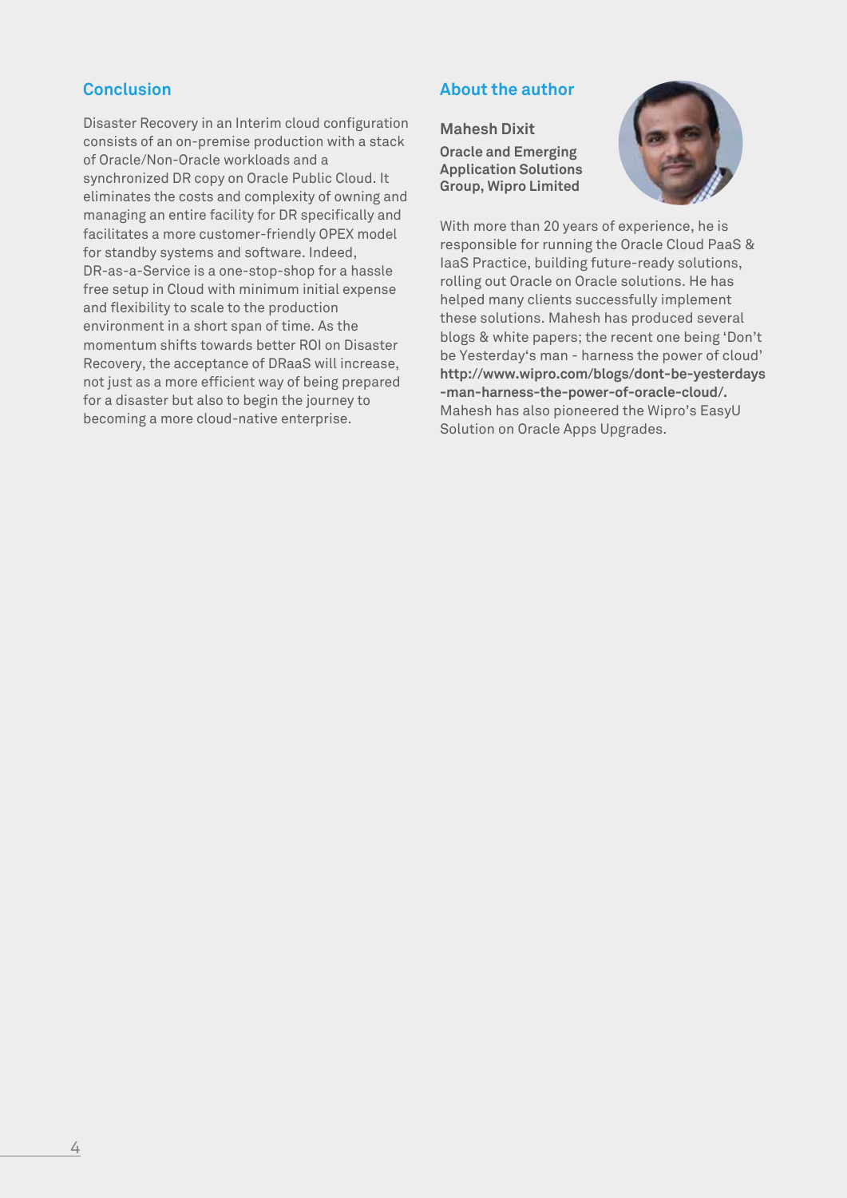## Conclusion

Disaster Recovery in an Interim cloud configuration consists of an on-premise production with a stack of Oracle/Non-Oracle workloads and a synchronized DR copy on Oracle Public Cloud. It eliminates the costs and complexity of owning and managing an entire facility for DR specifically and facilitates a more customer-friendly OPEX model for standby systems and software. Indeed, DR-as-a-Service is a one-stop-shop for a hassle free setup in Cloud with minimum initial expense and flexibility to scale to the production environment in a short span of time. As the momentum shifts towards better ROI on Disaster Recovery, the acceptance of DRaaS will increase, not just as a more efficient way of being prepared for a disaster but also to begin the journey to becoming a more cloud-native enterprise.

## About the author

**Mahesh Dixit**

**Oracle and Emerging Application Solutions Group, Wipro Limited**

With more than 20 years of experience, he is responsible for running the Oracle Cloud PaaS & IaaS Practice, building future-ready solutions, rolling out Oracle on Oracle solutions. He has helped many clients successfully implement these solutions. Mahesh has produced several blogs & white papers; the recent one being 'Don't be Yesterday's man - harness the power of cloud' **http://www.wipro.com/blogs/dont-be-yesterdays-man-harness-the-power-of-oracle-cloud/.** Mahesh has also pioneered the Wipro's EasyU Solution on Oracle Apps Upgrades.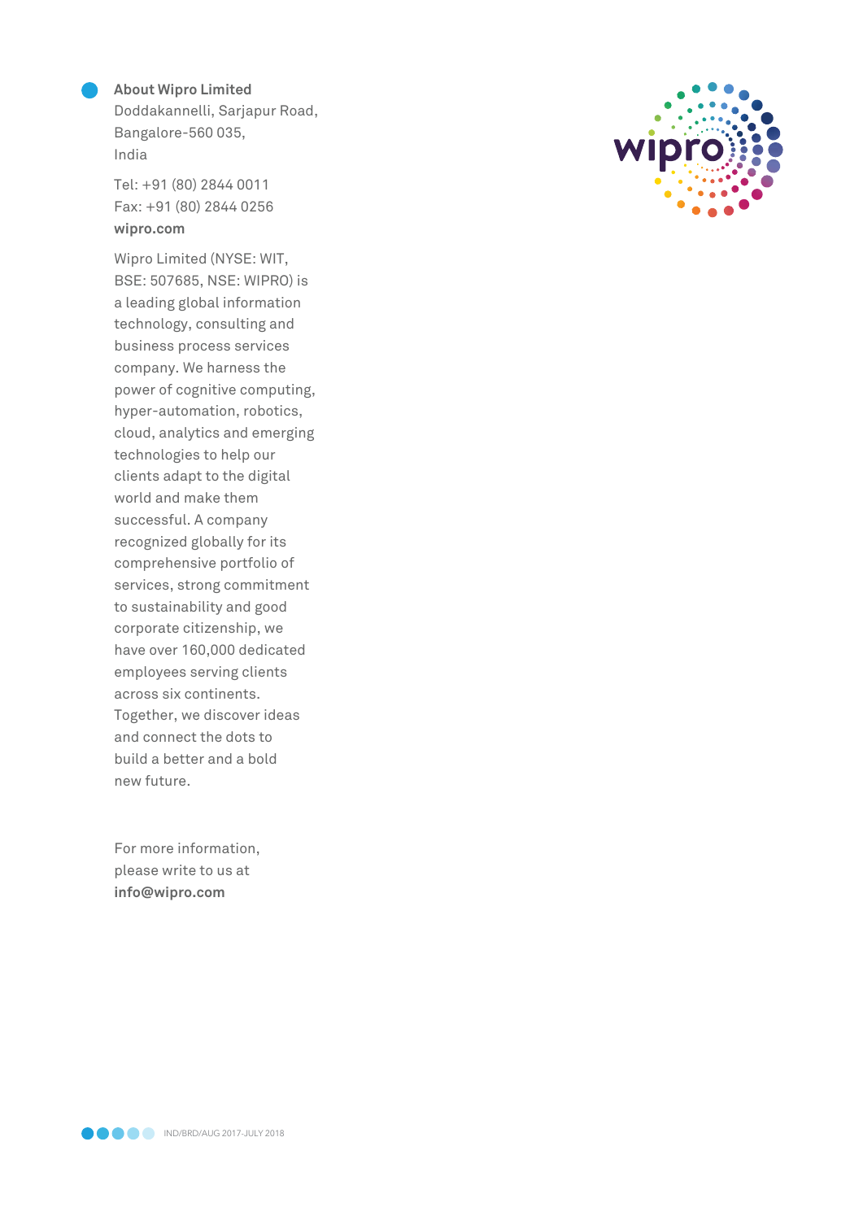**About Wipro Limited**
Doddakannelli, Sarjapur Road,
Bangalore-560 035,
India

Tel: +91 (80) 2844 0011
Fax: +91 (80) 2844 0256
**wipro.com**

Wipro Limited (NYSE: WIT, BSE: 507685, NSE: WIPRO) is a leading global information technology, consulting and business process services company. We harness the power of cognitive computing, hyper-automation, robotics, cloud, analytics and emerging technologies to help our clients adapt to the digital world and make them successful. A company recognized globally for its comprehensive portfolio of services, strong commitment to sustainability and good corporate citizenship, we have over 160,000 dedicated employees serving clients across six continents. Together, we discover ideas and connect the dots to build a better and a bold new future.

For more information, please write to us at **info@wipro.com**

IND/BRD/AUG 2017-JULY 2018